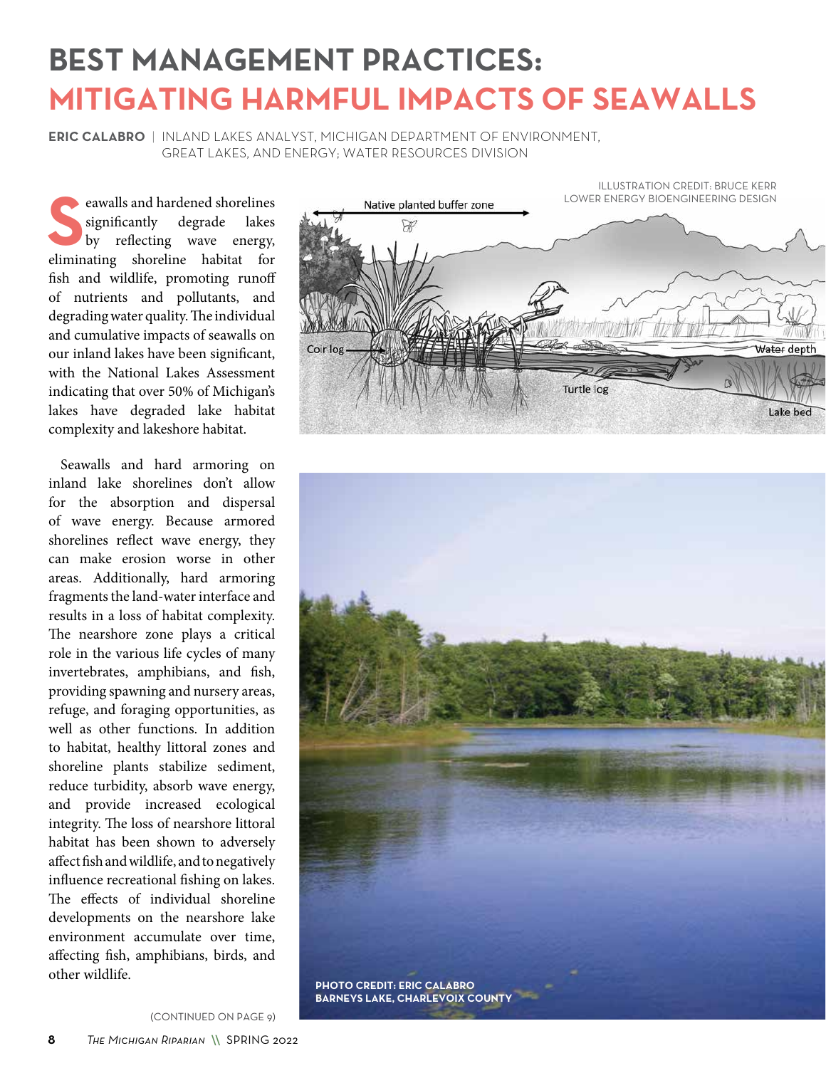# BEST MANAGEMENT PRACTICES: MITIGATING HARMFUL IMPACTS OF SEAWALLS

**ERIC CALABRO** | INLAND LAKES ANALYST, MICHIGAN DEPARTMENT OF ENVIRONMENT, GREAT LAKES, AND ENERGY; WATER RESOURCES DIVISION

Seawalls and hardened shorelines significantly degrade lakes by reflecting wave energy, eliminating shoreline habitat for fish and wildlife, promoting runoff of nutrients and pollutants, and degrading water quality. The individual and cumulative impacts of seawalls on our inland lakes have been significant, with the National Lakes Assessment indicating that over 50% of Michigan's lakes have degraded lake habitat complexity and lakeshore habitat.

Seawalls and hard armoring on inland lake shorelines don't allow for the absorption and dispersal of wave energy. Because armored shorelines reflect wave energy, they can make erosion worse in other areas. Additionally, hard armoring fragments the land-water interface and results in a loss of habitat complexity. The nearshore zone plays a critical role in the various life cycles of many invertebrates, amphibians, and fish, providing spawning and nursery areas, refuge, and foraging opportunities, as well as other functions. In addition to habitat, healthy littoral zones and shoreline plants stabilize sediment, reduce turbidity, absorb wave energy, and provide increased ecological integrity. The loss of nearshore littoral habitat has been shown to adversely affect fish and wildlife, and to negatively influence recreational fishing on lakes. The effects of individual shoreline developments on the nearshore lake environment accumulate over time, affecting fish, amphibians, birds, and other wildlife.

(CONTINUED ON PAGE 9)

ILLUSTRATION CREDIT: BRUCE KERR
LOWER ENERGY BIOENGINEERING DESIGN

Native planted buffer zone

Coir log

Turtle log

Water depth

Lake bed

**PHOTO CREDIT: ERIC CALABRO**
**BARNEYS LAKE, CHARLEVOIX COUNTY**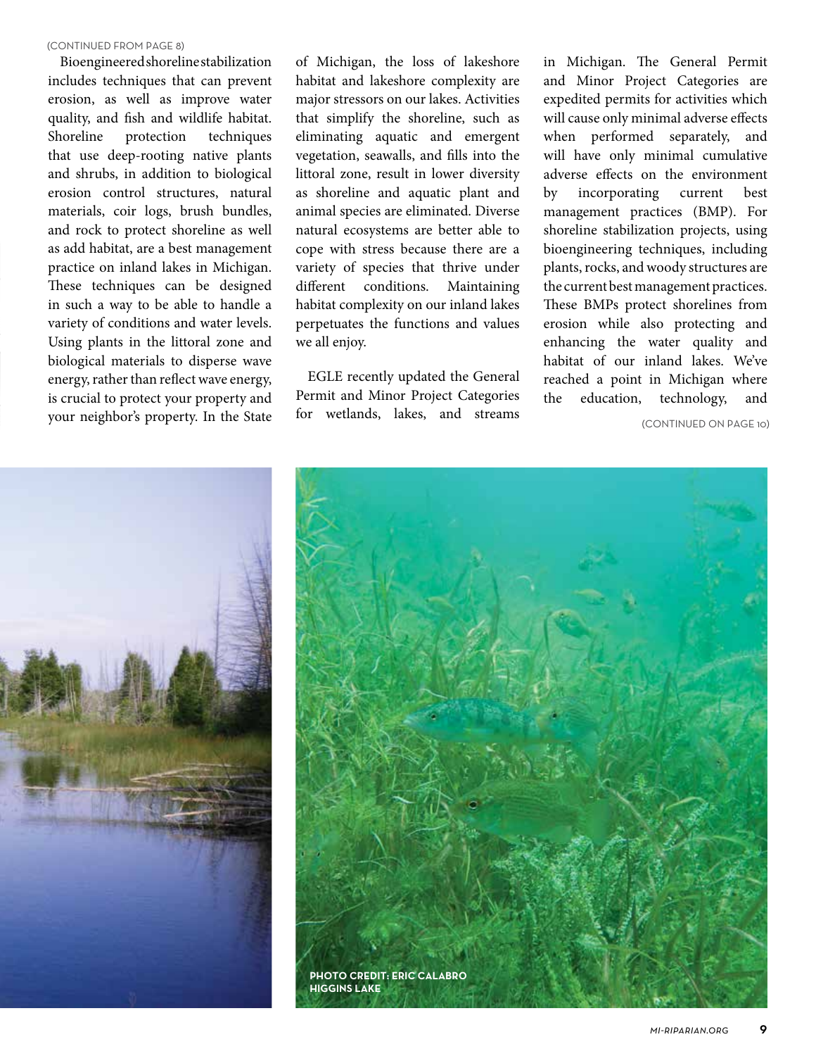(CONTINUED FROM PAGE 8)

Bioengineered shoreline stabilization includes techniques that can prevent erosion, as well as improve water quality, and fish and wildlife habitat. Shoreline protection techniques that use deep-rooting native plants and shrubs, in addition to biological erosion control structures, natural materials, coir logs, brush bundles, and rock to protect shoreline as well as add habitat, are a best management practice on inland lakes in Michigan. These techniques can be designed in such a way to be able to handle a variety of conditions and water levels. Using plants in the littoral zone and biological materials to disperse wave energy, rather than reflect wave energy, is crucial to protect your property and your neighbor's property. In the State of Michigan, the loss of lakeshore habitat and lakeshore complexity are major stressors on our lakes. Activities that simplify the shoreline, such as eliminating aquatic and emergent vegetation, seawalls, and fills into the littoral zone, result in lower diversity as shoreline and aquatic plant and animal species are eliminated. Diverse natural ecosystems are better able to cope with stress because there are a variety of species that thrive under different conditions. Maintaining habitat complexity on our inland lakes perpetuates the functions and values we all enjoy.

EGLE recently updated the General Permit and Minor Project Categories for wetlands, lakes, and streams in Michigan. The General Permit and Minor Project Categories are expedited permits for activities which will cause only minimal adverse effects when performed separately, and will have only minimal cumulative adverse effects on the environment by incorporating current best management practices (BMP). For shoreline stabilization projects, using bioengineering techniques, including plants, rocks, and woody structures are the current best management practices. These BMPs protect shorelines from erosion while also protecting and enhancing the water quality and habitat of our inland lakes. We've reached a point in Michigan where the education, technology, and

(CONTINUED ON PAGE 10)

PHOTO CREDIT: ERIC CALABRO
HIGGINS LAKE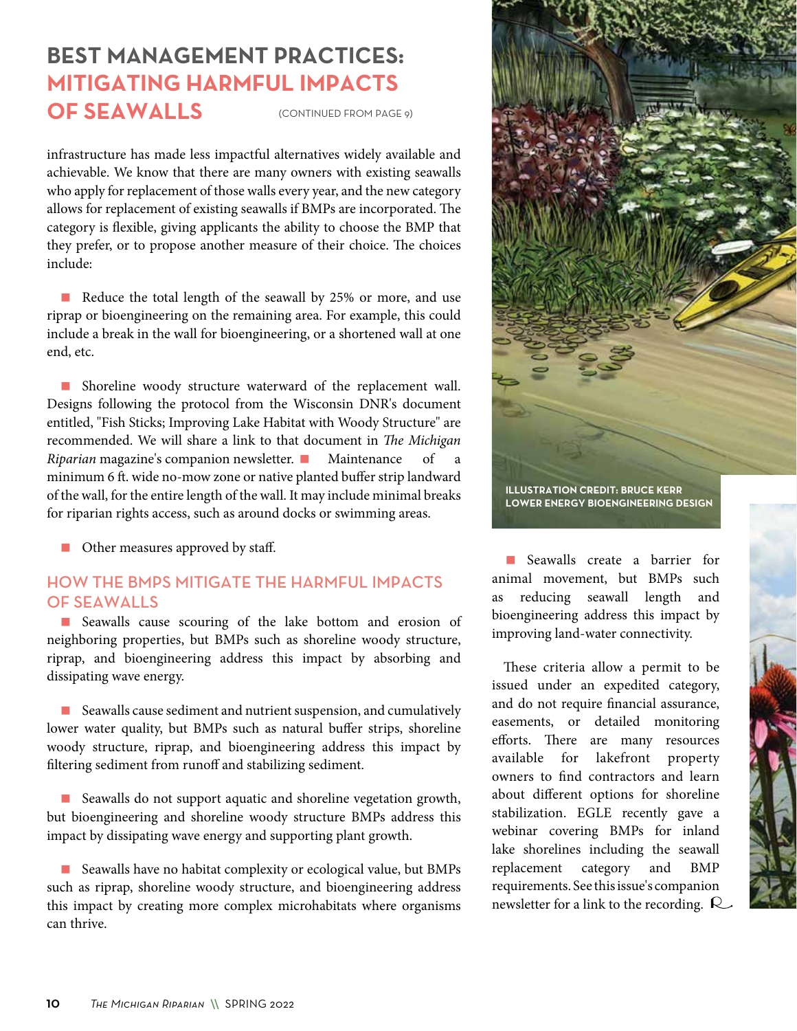# BEST MANAGEMENT PRACTICES: MITIGATING HARMFUL IMPACTS OF SEAWALLS

(CONTINUED FROM PAGE 9)

infrastructure has made less impactful alternatives widely available and achievable. We know that there are many owners with existing seawalls who apply for replacement of those walls every year, and the new category allows for replacement of existing seawalls if BMPs are incorporated. The category is flexible, giving applicants the ability to choose the BMP that they prefer, or to propose another measure of their choice. The choices include:

- Reduce the total length of the seawall by 25% or more, and use riprap or bioengineering on the remaining area. For example, this could include a break in the wall for bioengineering, or a shortened wall at one end, etc.

- Shoreline woody structure waterward of the replacement wall. Designs following the protocol from the Wisconsin DNR's document entitled, "Fish Sticks; Improving Lake Habitat with Woody Structure" are recommended. We will share a link to that document in *The Michigan Riparian* magazine's companion newsletter.

- Maintenance of a minimum 6 ft. wide no-mow zone or native planted buffer strip landward of the wall, for the entire length of the wall. It may include minimal breaks for riparian rights access, such as around docks or swimming areas.

- Other measures approved by staff.

## HOW THE BMPS MITIGATE THE HARMFUL IMPACTS OF SEAWALLS

- Seawalls cause scouring of the lake bottom and erosion of neighboring properties, but BMPs such as shoreline woody structure, riprap, and bioengineering address this impact by absorbing and dissipating wave energy.

- Seawalls cause sediment and nutrient suspension, and cumulatively lower water quality, but BMPs such as natural buffer strips, shoreline woody structure, riprap, and bioengineering address this impact by filtering sediment from runoff and stabilizing sediment.

- Seawalls do not support aquatic and shoreline vegetation growth, but bioengineering and shoreline woody structure BMPs address this impact by dissipating wave energy and supporting plant growth.

- Seawalls have no habitat complexity or ecological value, but BMPs such as riprap, shoreline woody structure, and bioengineering address this impact by creating more complex microhabitats where organisms can thrive.

ILLUSTRATION CREDIT: BRUCE KERR LOWER ENERGY BIOENGINEERING DESIGN

- Seawalls create a barrier for animal movement, but BMPs such as reducing seawall length and bioengineering address this impact by improving land-water connectivity.

These criteria allow a permit to be issued under an expedited category, and do not require financial assurance, easements, or detailed monitoring efforts. There are many resources available for lakefront property owners to find contractors and learn about different options for shoreline stabilization. EGLE recently gave a webinar covering BMPs for inland lake shorelines including the seawall replacement category and BMP requirements. See this issue's companion newsletter for a link to the recording.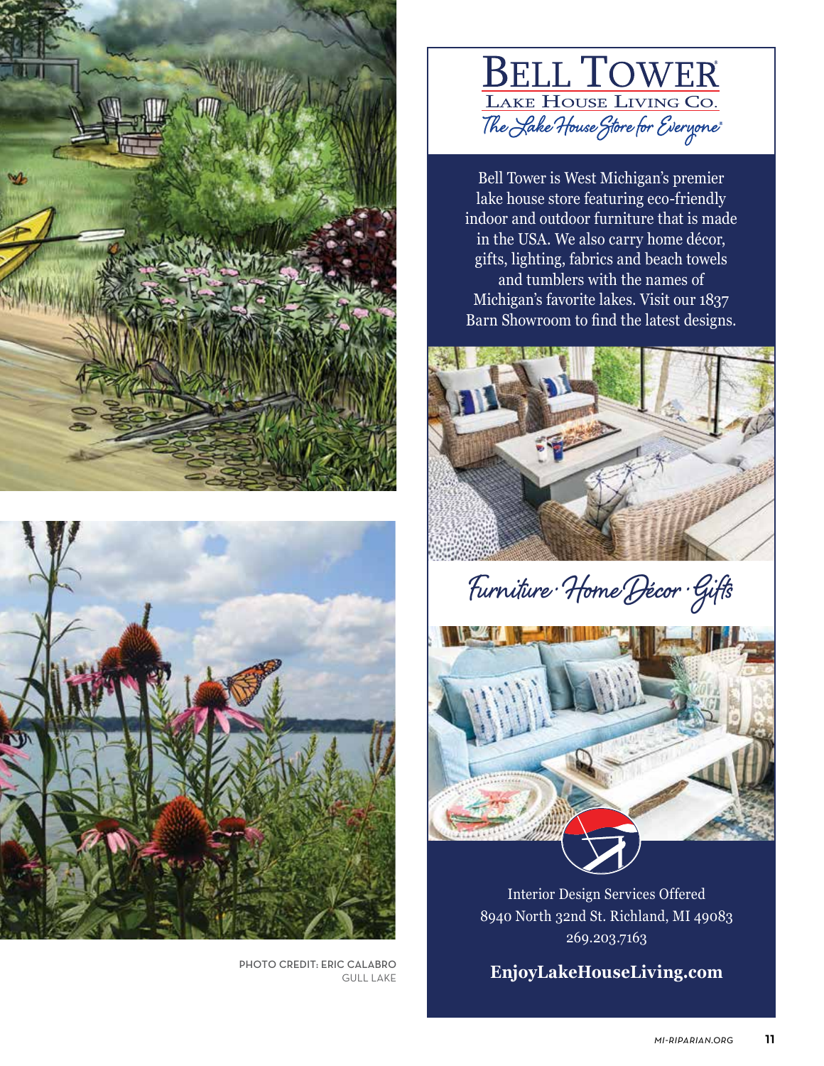PHOTO CREDIT: ERIC CALABRO
GULL LAKE

# BELL TOWER

LAKE HOUSE LIVING CO.

*The Lake House Store for Everyone®*

Bell Tower is West Michigan's premier lake house store featuring eco-friendly indoor and outdoor furniture that is made in the USA. We also carry home décor, gifts, lighting, fabrics and beach towels and tumblers with the names of Michigan's favorite lakes. Visit our 1837 Barn Showroom to find the latest designs.

*Furniture · Home Décor · Gifts*

Interior Design Services Offered
8940 North 32nd St. Richland, MI 49083
269.203.7163

**EnjoyLakeHouseLiving.com**